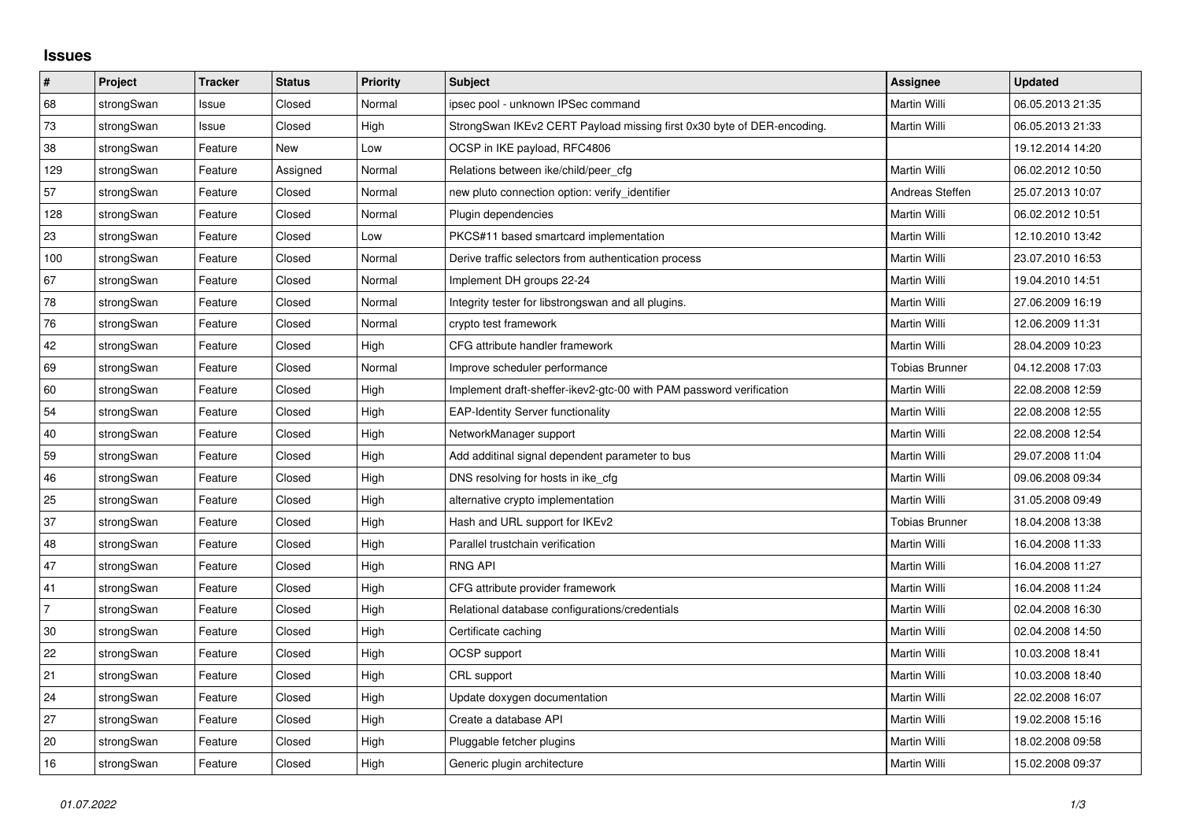# Issues

| # | Project | Tracker | Status | Priority | Subject | Assignee | Updated |
|---|---|---|---|---|---|---|---|
| 68 | strongSwan | Issue | Closed | Normal | ipsec pool - unknown IPSec command | Martin Willi | 06.05.2013 21:35 |
| 73 | strongSwan | Issue | Closed | High | StrongSwan IKEv2 CERT Payload missing first 0x30 byte of DER-encoding. | Martin Willi | 06.05.2013 21:33 |
| 38 | strongSwan | Feature | New | Low | OCSP in IKE payload, RFC4806 | | 19.12.2014 14:20 |
| 129 | strongSwan | Feature | Assigned | Normal | Relations between ike/child/peer_cfg | Martin Willi | 06.02.2012 10:50 |
| 57 | strongSwan | Feature | Closed | Normal | new pluto connection option: verify_identifier | Andreas Steffen | 25.07.2013 10:07 |
| 128 | strongSwan | Feature | Closed | Normal | Plugin dependencies | Martin Willi | 06.02.2012 10:51 |
| 23 | strongSwan | Feature | Closed | Low | PKCS#11 based smartcard implementation | Martin Willi | 12.10.2010 13:42 |
| 100 | strongSwan | Feature | Closed | Normal | Derive traffic selectors from authentication process | Martin Willi | 23.07.2010 16:53 |
| 67 | strongSwan | Feature | Closed | Normal | Implement DH groups 22-24 | Martin Willi | 19.04.2010 14:51 |
| 78 | strongSwan | Feature | Closed | Normal | Integrity tester for libstrongswan and all plugins. | Martin Willi | 27.06.2009 16:19 |
| 76 | strongSwan | Feature | Closed | Normal | crypto test framework | Martin Willi | 12.06.2009 11:31 |
| 42 | strongSwan | Feature | Closed | High | CFG attribute handler framework | Martin Willi | 28.04.2009 10:23 |
| 69 | strongSwan | Feature | Closed | Normal | Improve scheduler performance | Tobias Brunner | 04.12.2008 17:03 |
| 60 | strongSwan | Feature | Closed | High | Implement draft-sheffer-ikev2-gtc-00 with PAM password verification | Martin Willi | 22.08.2008 12:59 |
| 54 | strongSwan | Feature | Closed | High | EAP-Identity Server functionality | Martin Willi | 22.08.2008 12:55 |
| 40 | strongSwan | Feature | Closed | High | NetworkManager support | Martin Willi | 22.08.2008 12:54 |
| 59 | strongSwan | Feature | Closed | High | Add additinal signal dependent parameter to bus | Martin Willi | 29.07.2008 11:04 |
| 46 | strongSwan | Feature | Closed | High | DNS resolving for hosts in ike_cfg | Martin Willi | 09.06.2008 09:34 |
| 25 | strongSwan | Feature | Closed | High | alternative crypto implementation | Martin Willi | 31.05.2008 09:49 |
| 37 | strongSwan | Feature | Closed | High | Hash and URL support for IKEv2 | Tobias Brunner | 18.04.2008 13:38 |
| 48 | strongSwan | Feature | Closed | High | Parallel trustchain verification | Martin Willi | 16.04.2008 11:33 |
| 47 | strongSwan | Feature | Closed | High | RNG API | Martin Willi | 16.04.2008 11:27 |
| 41 | strongSwan | Feature | Closed | High | CFG attribute provider framework | Martin Willi | 16.04.2008 11:24 |
| 7 | strongSwan | Feature | Closed | High | Relational database configurations/credentials | Martin Willi | 02.04.2008 16:30 |
| 30 | strongSwan | Feature | Closed | High | Certificate caching | Martin Willi | 02.04.2008 14:50 |
| 22 | strongSwan | Feature | Closed | High | OCSP support | Martin Willi | 10.03.2008 18:41 |
| 21 | strongSwan | Feature | Closed | High | CRL support | Martin Willi | 10.03.2008 18:40 |
| 24 | strongSwan | Feature | Closed | High | Update doxygen documentation | Martin Willi | 22.02.2008 16:07 |
| 27 | strongSwan | Feature | Closed | High | Create a database API | Martin Willi | 19.02.2008 15:16 |
| 20 | strongSwan | Feature | Closed | High | Pluggable fetcher plugins | Martin Willi | 18.02.2008 09:58 |
| 16 | strongSwan | Feature | Closed | High | Generic plugin architecture | Martin Willi | 15.02.2008 09:37 |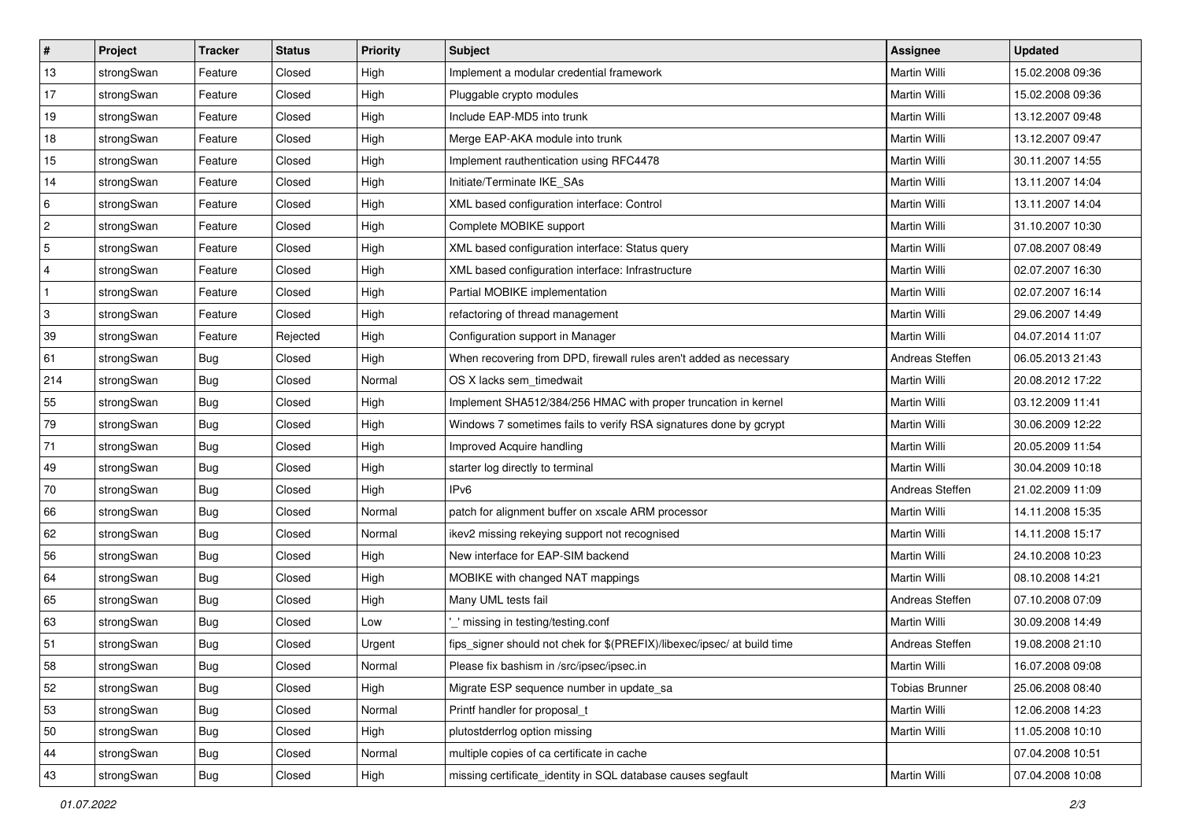| # | Project | Tracker | Status | Priority | Subject | Assignee | Updated |
|---|---|---|---|---|---|---|---|
| 13 | strongSwan | Feature | Closed | High | Implement a modular credential framework | Martin Willi | 15.02.2008 09:36 |
| 17 | strongSwan | Feature | Closed | High | Pluggable crypto modules | Martin Willi | 15.02.2008 09:36 |
| 19 | strongSwan | Feature | Closed | High | Include EAP-MD5 into trunk | Martin Willi | 13.12.2007 09:48 |
| 18 | strongSwan | Feature | Closed | High | Merge EAP-AKA module into trunk | Martin Willi | 13.12.2007 09:47 |
| 15 | strongSwan | Feature | Closed | High | Implement rauthentication using RFC4478 | Martin Willi | 30.11.2007 14:55 |
| 14 | strongSwan | Feature | Closed | High | Initiate/Terminate IKE_SAs | Martin Willi | 13.11.2007 14:04 |
| 6 | strongSwan | Feature | Closed | High | XML based configuration interface: Control | Martin Willi | 13.11.2007 14:04 |
| 2 | strongSwan | Feature | Closed | High | Complete MOBIKE support | Martin Willi | 31.10.2007 10:30 |
| 5 | strongSwan | Feature | Closed | High | XML based configuration interface: Status query | Martin Willi | 07.08.2007 08:49 |
| 4 | strongSwan | Feature | Closed | High | XML based configuration interface: Infrastructure | Martin Willi | 02.07.2007 16:30 |
| 1 | strongSwan | Feature | Closed | High | Partial MOBIKE implementation | Martin Willi | 02.07.2007 16:14 |
| 3 | strongSwan | Feature | Closed | High | refactoring of thread management | Martin Willi | 29.06.2007 14:49 |
| 39 | strongSwan | Feature | Rejected | High | Configuration support in Manager | Martin Willi | 04.07.2014 11:07 |
| 61 | strongSwan | Bug | Closed | High | When recovering from DPD, firewall rules aren't added as necessary | Andreas Steffen | 06.05.2013 21:43 |
| 214 | strongSwan | Bug | Closed | Normal | OS X lacks sem_timedwait | Martin Willi | 20.08.2012 17:22 |
| 55 | strongSwan | Bug | Closed | High | Implement SHA512/384/256 HMAC with proper truncation in kernel | Martin Willi | 03.12.2009 11:41 |
| 79 | strongSwan | Bug | Closed | High | Windows 7 sometimes fails to verify RSA signatures done by gcrypt | Martin Willi | 30.06.2009 12:22 |
| 71 | strongSwan | Bug | Closed | High | Improved Acquire handling | Martin Willi | 20.05.2009 11:54 |
| 49 | strongSwan | Bug | Closed | High | starter log directly to terminal | Martin Willi | 30.04.2009 10:18 |
| 70 | strongSwan | Bug | Closed | High | IPv6 | Andreas Steffen | 21.02.2009 11:09 |
| 66 | strongSwan | Bug | Closed | Normal | patch for alignment buffer on xscale ARM processor | Martin Willi | 14.11.2008 15:35 |
| 62 | strongSwan | Bug | Closed | Normal | ikev2 missing rekeying support not recognised | Martin Willi | 14.11.2008 15:17 |
| 56 | strongSwan | Bug | Closed | High | New interface for EAP-SIM backend | Martin Willi | 24.10.2008 10:23 |
| 64 | strongSwan | Bug | Closed | High | MOBIKE with changed NAT mappings | Martin Willi | 08.10.2008 14:21 |
| 65 | strongSwan | Bug | Closed | High | Many UML tests fail | Andreas Steffen | 07.10.2008 07:09 |
| 63 | strongSwan | Bug | Closed | Low | '_' missing in testing/testing.conf | Martin Willi | 30.09.2008 14:49 |
| 51 | strongSwan | Bug | Closed | Urgent | fips_signer should not chek for $(PREFIX)/libexec/ipsec/ at build time | Andreas Steffen | 19.08.2008 21:10 |
| 58 | strongSwan | Bug | Closed | Normal | Please fix bashism in /src/ipsec/ipsec.in | Martin Willi | 16.07.2008 09:08 |
| 52 | strongSwan | Bug | Closed | High | Migrate ESP sequence number in update_sa | Tobias Brunner | 25.06.2008 08:40 |
| 53 | strongSwan | Bug | Closed | Normal | Printf handler for proposal_t | Martin Willi | 12.06.2008 14:23 |
| 50 | strongSwan | Bug | Closed | High | plutostderrlog option missing | Martin Willi | 11.05.2008 10:10 |
| 44 | strongSwan | Bug | Closed | Normal | multiple copies of ca certificate in cache | | 07.04.2008 10:51 |
| 43 | strongSwan | Bug | Closed | High | missing certificate_identity in SQL database causes segfault | Martin Willi | 07.04.2008 10:08 |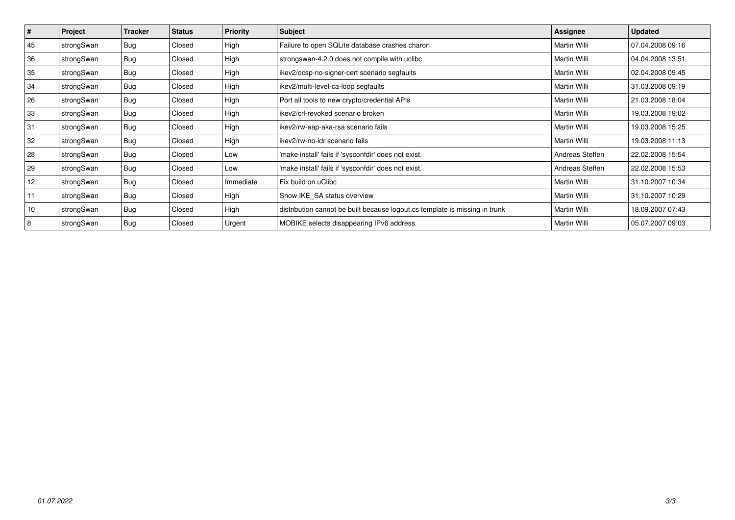| # | Project | Tracker | Status | Priority | Subject | Assignee | Updated |
|---|---|---|---|---|---|---|---|
| 45 | strongSwan | Bug | Closed | High | Failure to open SQLite database crashes charon | Martin Willi | 07.04.2008 09:16 |
| 36 | strongSwan | Bug | Closed | High | strongswan-4.2.0 does not compile with uclibc | Martin Willi | 04.04.2008 13:51 |
| 35 | strongSwan | Bug | Closed | High | ikev2/ocsp-no-signer-cert scenario segfaults | Martin Willi | 02.04.2008 09:45 |
| 34 | strongSwan | Bug | Closed | High | ikev2/multi-level-ca-loop segfaults | Martin Willi | 31.03.2008 09:19 |
| 26 | strongSwan | Bug | Closed | High | Port all tools to new crypto/credential APIs | Martin Willi | 21.03.2008 18:04 |
| 33 | strongSwan | Bug | Closed | High | ikev2/crl-revoked scenario broken | Martin Willi | 19.03.2008 19:02 |
| 31 | strongSwan | Bug | Closed | High | ikev2/rw-eap-aka-rsa scenario fails | Martin Willi | 19.03.2008 15:25 |
| 32 | strongSwan | Bug | Closed | High | ikev2/rw-no-idr scenario fails | Martin Willi | 19.03.2008 11:13 |
| 28 | strongSwan | Bug | Closed | Low | 'make install' fails if 'sysconfdir' does not exist. | Andreas Steffen | 22.02.2008 15:54 |
| 29 | strongSwan | Bug | Closed | Low | 'make install' fails if 'sysconfdir' does not exist. | Andreas Steffen | 22.02.2008 15:53 |
| 12 | strongSwan | Bug | Closed | Immediate | Fix build on uClibc | Martin Willi | 31.10.2007 10:34 |
| 11 | strongSwan | Bug | Closed | High | Show IKE_SA status overview | Martin Willi | 31.10.2007 10:29 |
| 10 | strongSwan | Bug | Closed | High | distribution cannot be built because logout.cs template is missing in trunk | Martin Willi | 18.09.2007 07:43 |
| 8 | strongSwan | Bug | Closed | Urgent | MOBIKE selects disappearing IPv6 address | Martin Willi | 05.07.2007 09:03 |